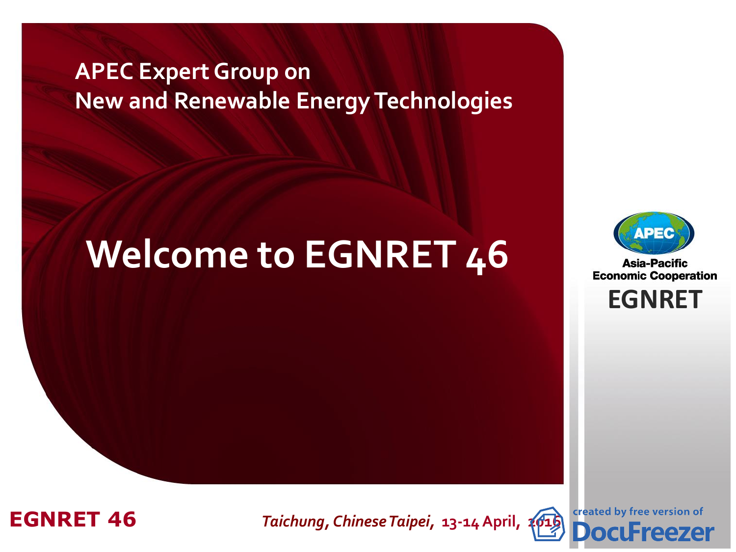APEC Expert Group on
New and Renewable Energy Technologies

# Welcome to EGNRET 46

Asia-Pacific Economic Cooperation

EGNRET

**EGNRET 46**

*Taichung, Chinese Taipei*, 13-14 April, 2016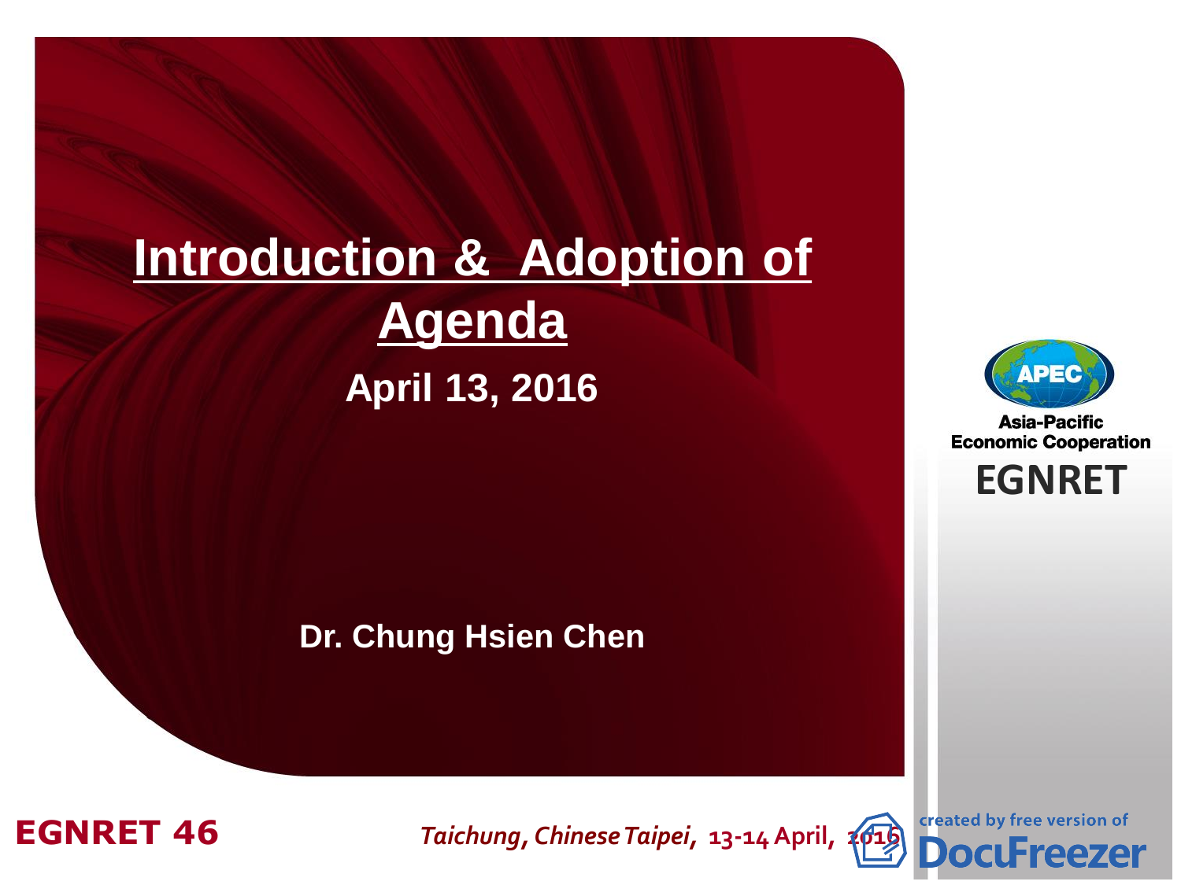# Introduction & Adoption of Agenda

**April 13, 2016**

**Dr. Chung Hsien Chen**

Asia-Pacific Economic Cooperation

EGNRET

EGNRET 46

*Taichung, Chinese Taipei*, 13-14 April, 2016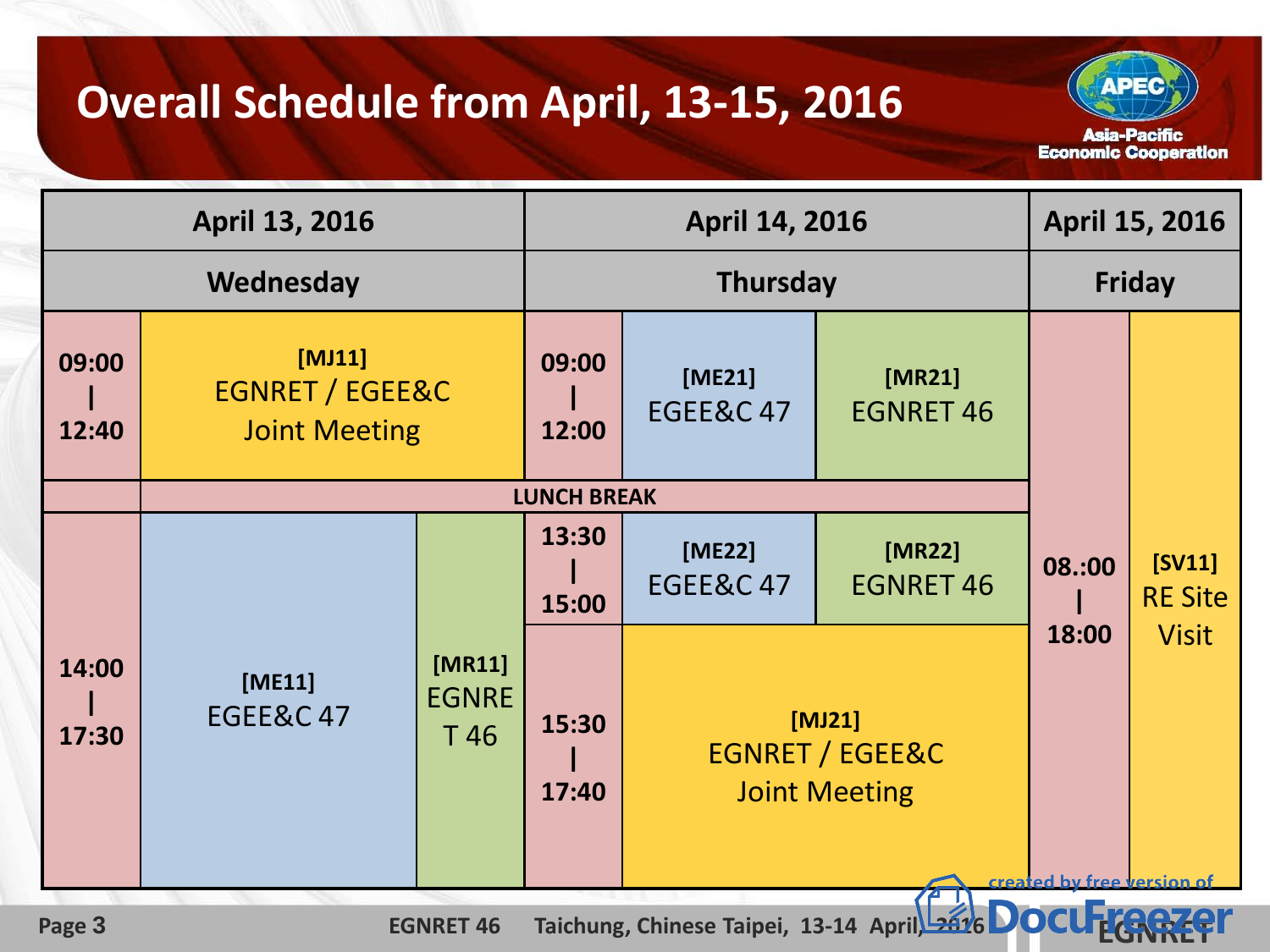# Overall Schedule from April, 13-15, 2016

| April 13, 2016 | | | April 14, 2016 | | | April 15, 2016 | |
|---|---|---|---|---|---|---|---|
| Wednesday | | | Thursday | | | Friday | |
| 09:00 – 12:40 | [MJ11] EGNRET / EGEE&C Joint Meeting | | 09:00 – 12:00 | [ME21] EGEE&C 47 | [MR21] EGNRET 46 | 08.:00 – 18:00 | [SV11] RE Site Visit |
| | LUNCH BREAK | | | | | | |
| 14:00 – 17:30 | [ME11] EGEE&C 47 | [MR11] EGNRET 46 | 13:30 – 15:00 | [ME22] EGEE&C 47 | [MR22] EGNRET 46 | | |
| | | | 15:30 – 17:40 | [MJ21] EGNRET / EGEE&C Joint Meeting | | | |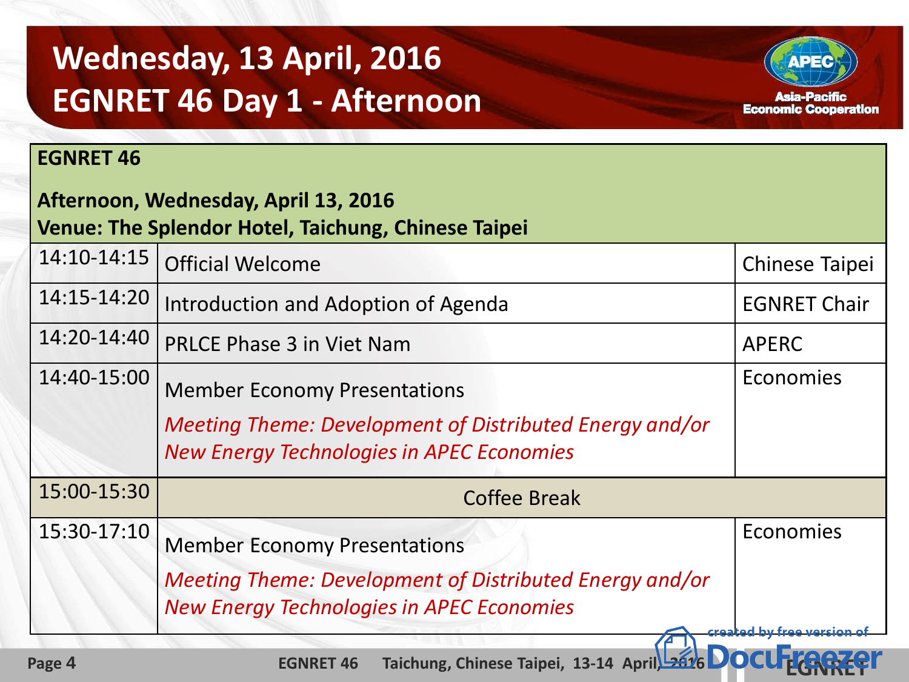# Wednesday, 13 April, 2016
# EGNRET 46 Day 1 - Afternoon

| **EGNRET 46**<br><br>**Afternoon, Wednesday, April 13, 2016**<br>**Venue: The Splendor Hotel, Taichung, Chinese Taipei** | | |
|---|---|---|
| 14:10-14:15 | Official Welcome | Chinese Taipei |
| 14:15-14:20 | Introduction and Adoption of Agenda | EGNRET Chair |
| 14:20-14:40 | PRLCE Phase 3 in Viet Nam | APERC |
| 14:40-15:00 | Member Economy Presentations<br>*Meeting Theme: Development of Distributed Energy and/or New Energy Technologies in APEC Economies* | Economies |
| 15:00-15:30 | Coffee Break | |
| 15:30-17:10 | Member Economy Presentations<br>*Meeting Theme: Development of Distributed Energy and/or New Energy Technologies in APEC Economies* | Economies |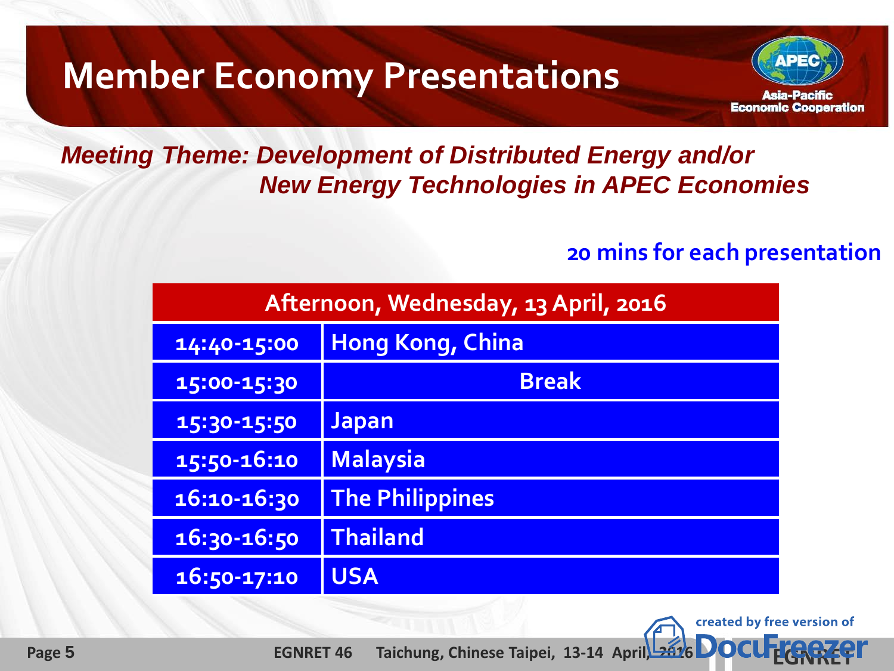# Member Economy Presentations

APEC
Asia-Pacific Economic Cooperation

***Meeting Theme: Development of Distributed Energy and/or New Energy Technologies in APEC Economies***

**20 mins for each presentation**

| Afternoon, Wednesday, 13 April, 2016 | |
|---|---|
| 14:40-15:00 | Hong Kong, China |
| 15:00-15:30 | Break |
| 15:30-15:50 | Japan |
| 15:50-16:10 | Malaysia |
| 16:10-16:30 | The Philippines |
| 16:30-16:50 | Thailand |
| 16:50-17:10 | USA |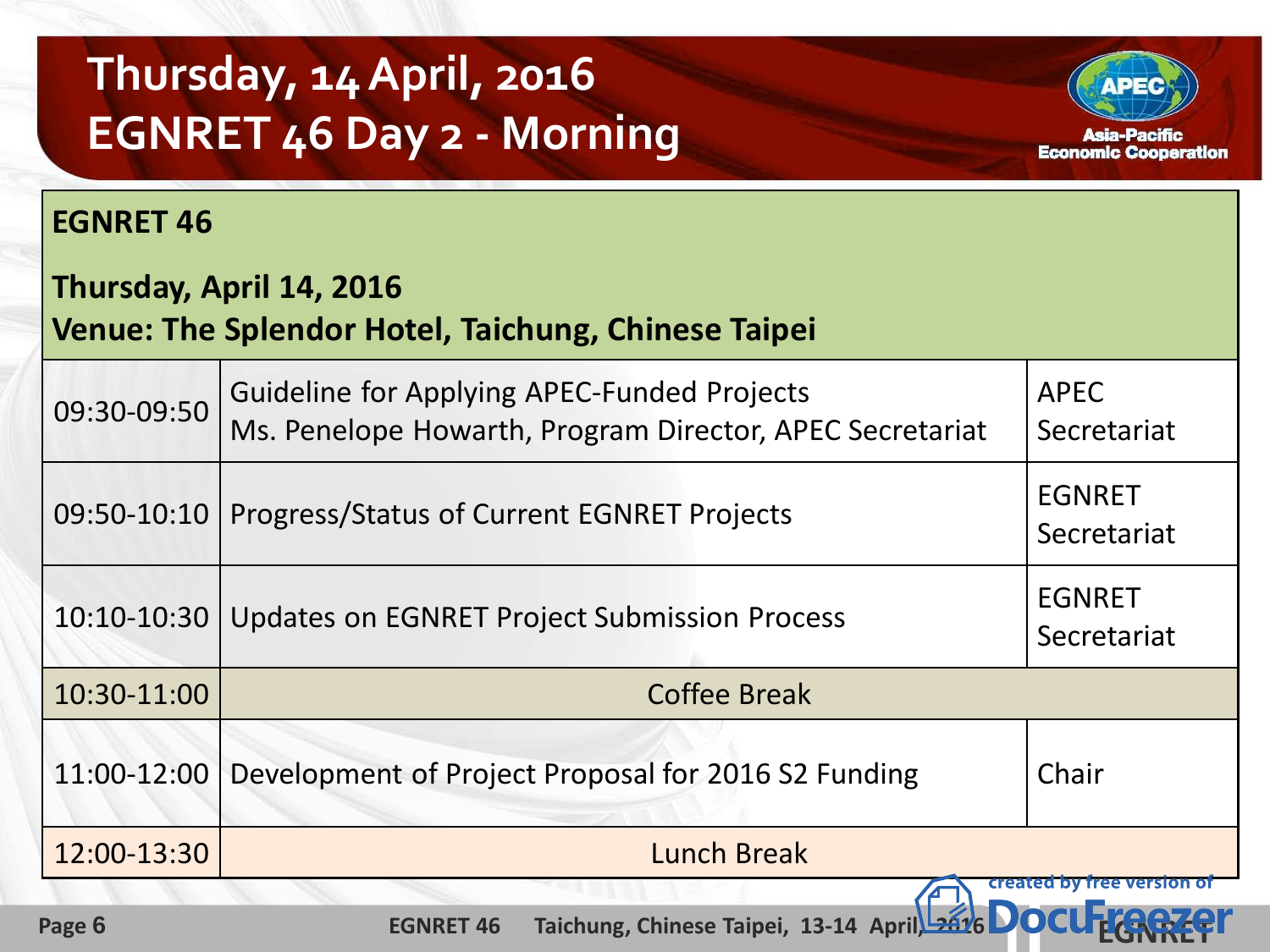# Thursday, 14 April, 2016
# EGNRET 46 Day 2 - Morning

Asia-Pacific Economic Cooperation

| **EGNRET 46**<br><br>**Thursday, April 14, 2016**<br>**Venue: The Splendor Hotel, Taichung, Chinese Taipei** | | |
|---|---|---|
| 09:30-09:50 | Guideline for Applying APEC-Funded Projects<br>Ms. Penelope Howarth, Program Director, APEC Secretariat | APEC Secretariat |
| 09:50-10:10 | Progress/Status of Current EGNRET Projects | EGNRET Secretariat |
| 10:10-10:30 | Updates on EGNRET Project Submission Process | EGNRET Secretariat |
| 10:30-11:00 | Coffee Break | |
| 11:00-12:00 | Development of Project Proposal for 2016 S2 Funding | Chair |
| 12:00-13:30 | Lunch Break | |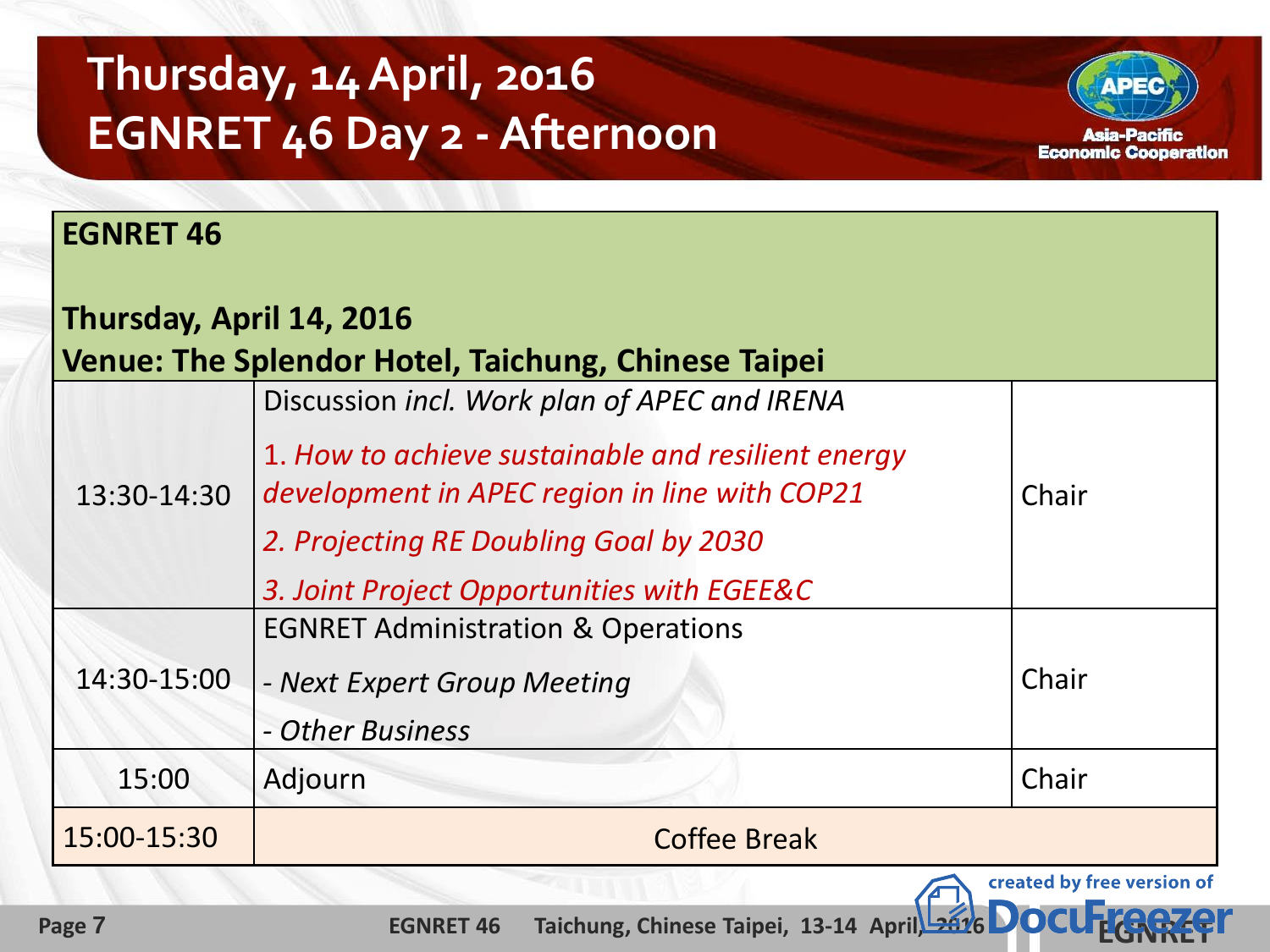# Thursday, 14 April, 2016
# EGNRET 46 Day 2 - Afternoon

| **EGNRET 46**<br><br>**Thursday, April 14, 2016**<br>**Venue: The Splendor Hotel, Taichung, Chinese Taipei** | | |
|---|---|---|
| 13:30-14:30 | Discussion *incl. Work plan of APEC and IRENA*<br>1. *How to achieve sustainable and resilient energy development in APEC region in line with COP21*<br>2. *Projecting RE Doubling Goal by 2030*<br>3. *Joint Project Opportunities with EGEE&C* | Chair |
| 14:30-15:00 | EGNRET Administration & Operations<br>- *Next Expert Group Meeting*<br>- *Other Business* | Chair |
| 15:00 | Adjourn | Chair |
| 15:00-15:30 | Coffee Break | |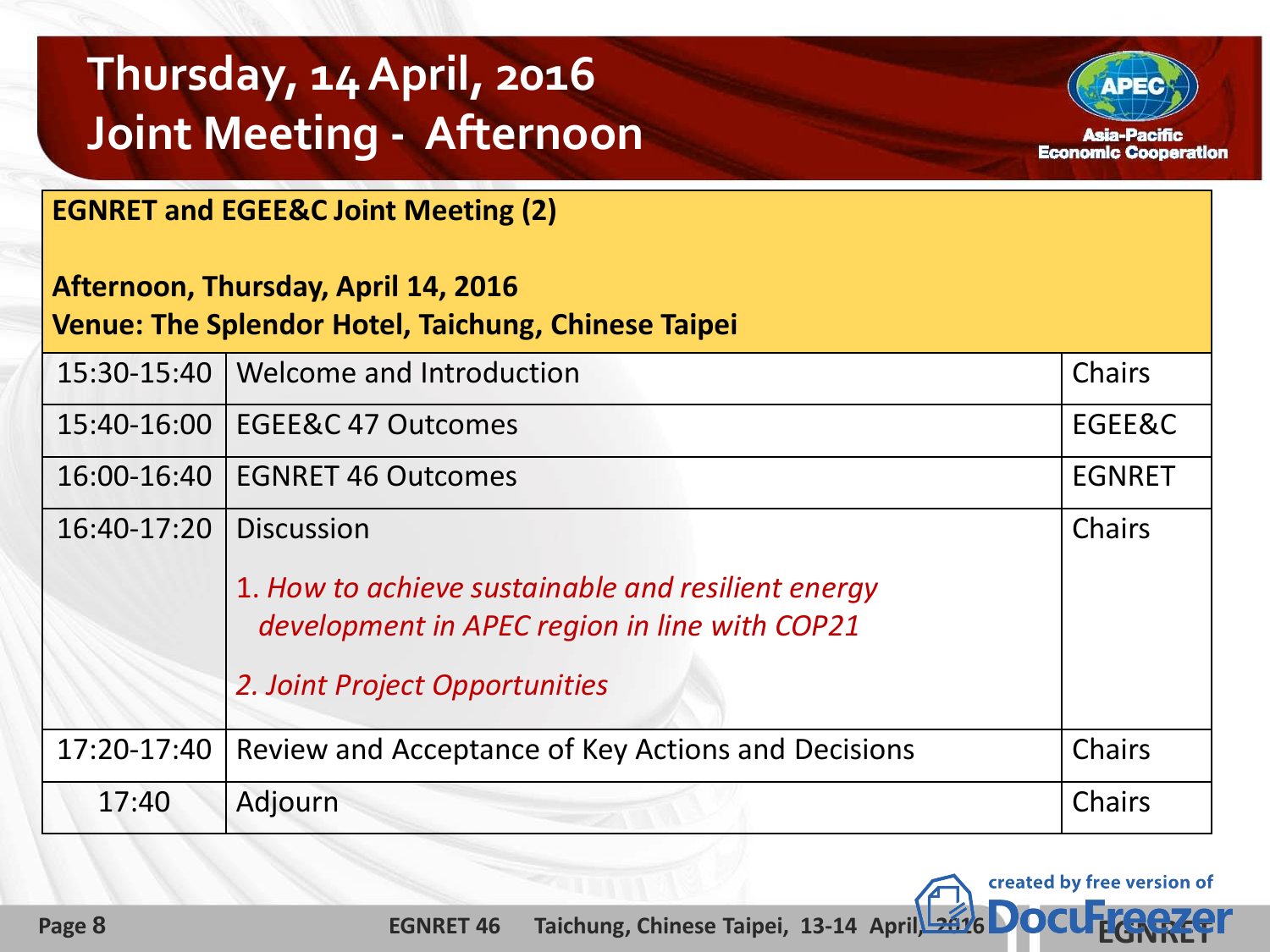# Thursday, 14 April, 2016
# Joint Meeting - Afternoon

**EGNRET and EGEE&C Joint Meeting (2)**

**Afternoon, Thursday, April 14, 2016**
**Venue: The Splendor Hotel, Taichung, Chinese Taipei**

| Time | Agenda | Lead |
|---|---|---|
| 15:30-15:40 | Welcome and Introduction | Chairs |
| 15:40-16:00 | EGEE&C 47 Outcomes | EGEE&C |
| 16:00-16:40 | EGNRET 46 Outcomes | EGNRET |
| 16:40-17:20 | Discussion<br>1. *How to achieve sustainable and resilient energy development in APEC region in line with COP21*<br>2. *Joint Project Opportunities* | Chairs |
| 17:20-17:40 | Review and Acceptance of Key Actions and Decisions | Chairs |
| 17:40 | Adjourn | Chairs |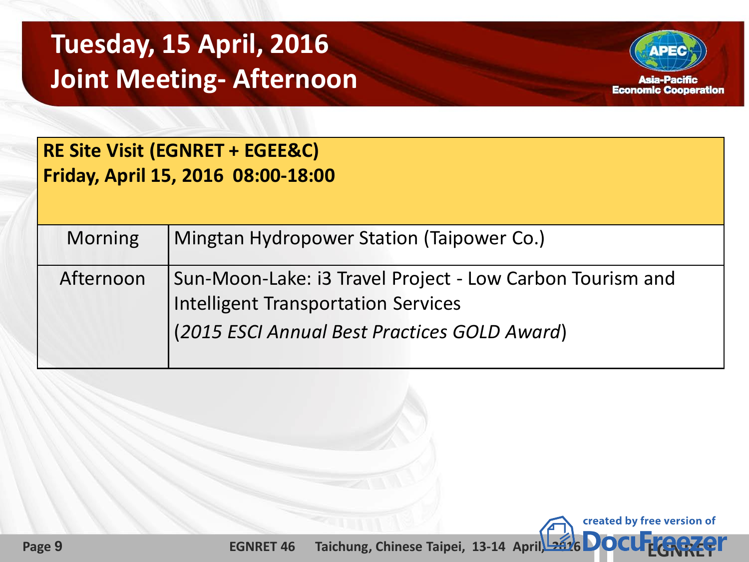# Tuesday, 15 April, 2016
# Joint Meeting- Afternoon

| **RE Site Visit (EGNRET + EGEE&C)**<br>**Friday, April 15, 2016 08:00-18:00** | |
|---|---|
| Morning | Mingtan Hydropower Station (Taipower Co.) |
| Afternoon | Sun-Moon-Lake: i3 Travel Project - Low Carbon Tourism and Intelligent Transportation Services<br>(*2015 ESCI Annual Best Practices GOLD Award*) |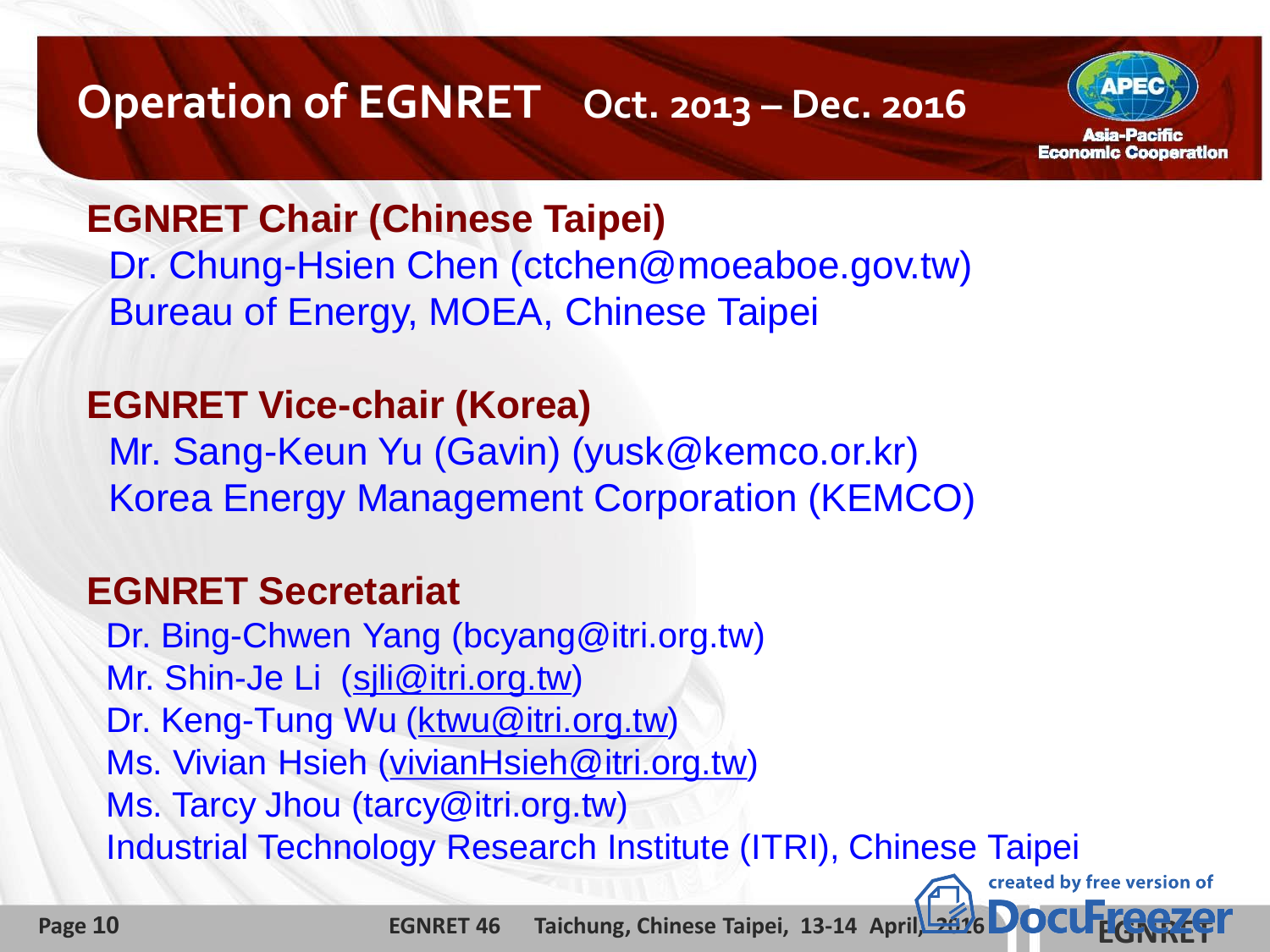# Operation of EGNRET Oct. 2013 – Dec. 2016

**EGNRET Chair (Chinese Taipei)**

Dr. Chung-Hsien Chen (ctchen@moeaboe.gov.tw)
Bureau of Energy, MOEA, Chinese Taipei

**EGNRET Vice-chair (Korea)**

Mr. Sang-Keun Yu (Gavin) (yusk@kemco.or.kr)
Korea Energy Management Corporation (KEMCO)

**EGNRET Secretariat**

Dr. Bing-Chwen Yang (bcyang@itri.org.tw)
Mr. Shin-Je Li (sjli@itri.org.tw)
Dr. Keng-Tung Wu (ktwu@itri.org.tw)
Ms. Vivian Hsieh (vivianHsieh@itri.org.tw)
Ms. Tarcy Jhou (tarcy@itri.org.tw)
Industrial Technology Research Institute (ITRI), Chinese Taipei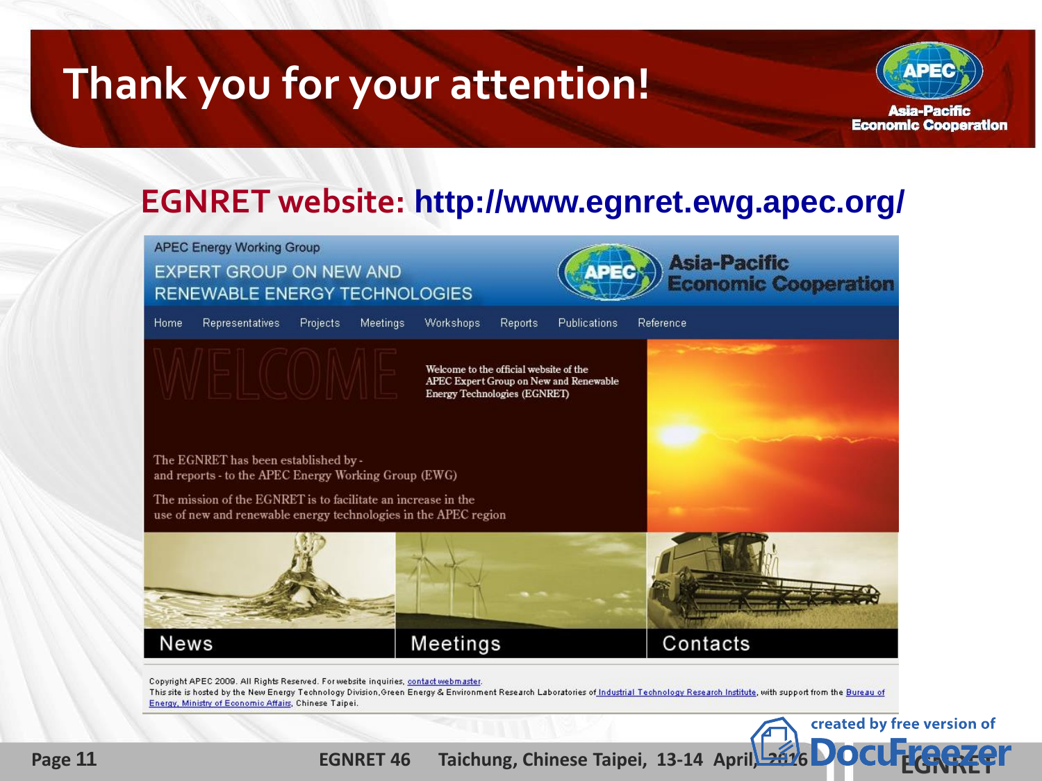# Thank you for your attention!

Asia-Pacific Economic Cooperation

## EGNRET website: http://www.egnret.ewg.apec.org/

APEC Energy Working Group

EXPERT GROUP ON NEW AND RENEWABLE ENERGY TECHNOLOGIES

Asia-Pacific Economic Cooperation

Home Representatives Projects Meetings Workshops Reports Publications Reference

WELCOME

Welcome to the official website of the APEC Expert Group on New and Renewable Energy Technologies (EGNRET)

The EGNRET has been established by - and reports - to the APEC Energy Working Group (EWG)

The mission of the EGNRET is to facilitate an increase in the use of new and renewable energy technologies in the APEC region

News Meetings Contacts

Copyright APEC 2009. All Rights Reserved. For website inquiries, contact webmaster.
This site is hosted by the New Energy Technology Division, Green Energy & Environment Research Laboratories of Industrial Technology Research Institute, with support from the Bureau of Energy, Ministry of Economic Affairs, Chinese Taipei.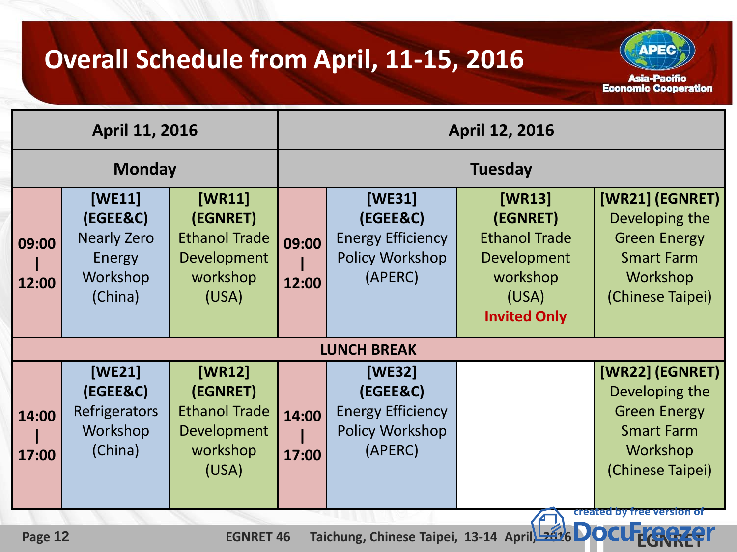# Overall Schedule from April, 11-15, 2016

| April 11, 2016 | | | April 12, 2016 | | | |
|---|---|---|---|---|---|---|
| Monday | | | Tuesday | | | |
| 09:00 \| 12:00 | [WE11] (EGEE&C) Nearly Zero Energy Workshop (China) | [WR11] (EGNRET) Ethanol Trade Development workshop (USA) | 09:00 \| 12:00 | [WE31] (EGEE&C) Energy Efficiency Policy Workshop (APERC) | [WR13] (EGNRET) Ethanol Trade Development workshop (USA) **Invited Only** | [WR21] (EGNRET) Developing the Green Energy Smart Farm Workshop (Chinese Taipei) |
| LUNCH BREAK | | | | | | |
| 14:00 \| 17:00 | [WE21] (EGEE&C) Refrigerators Workshop (China) | [WR12] (EGNRET) Ethanol Trade Development workshop (USA) | 14:00 \| 17:00 | [WE32] (EGEE&C) Energy Efficiency Policy Workshop (APERC) | | [WR22] (EGNRET) Developing the Green Energy Smart Farm Workshop (Chinese Taipei) |